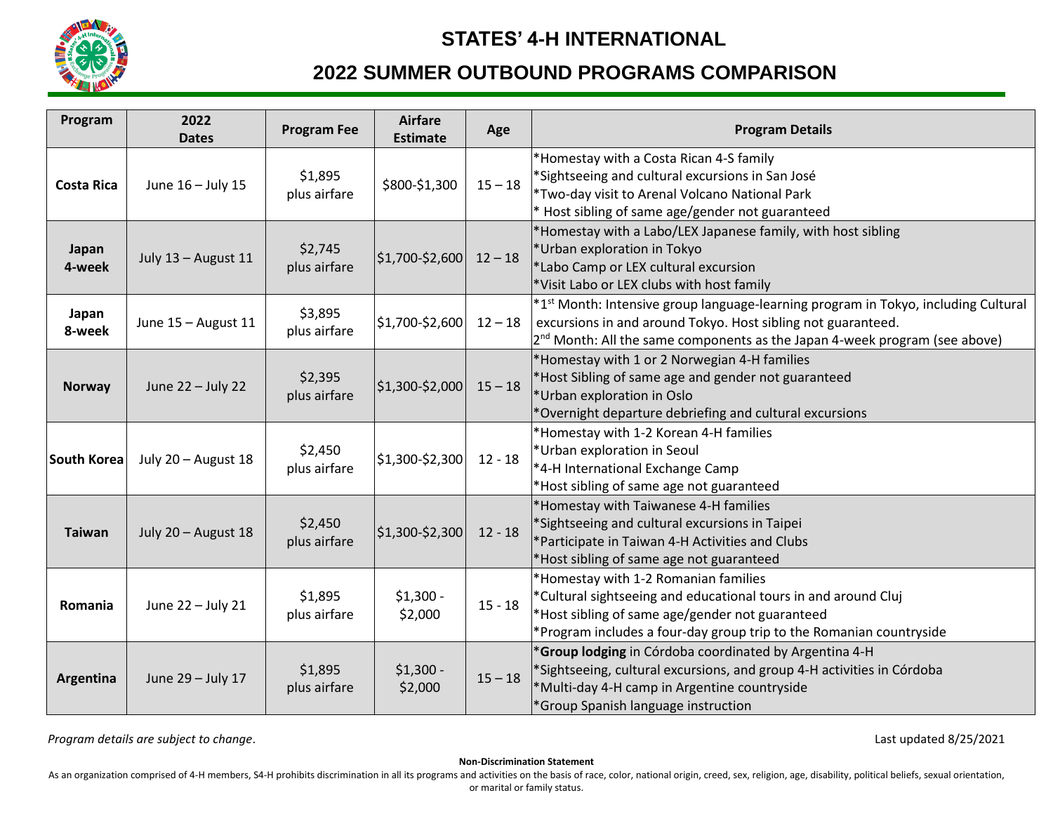# STATES' 4-H INTERNATIONAL

## 2022 SUMMER OUTBOUND PROGRAMS COMPARISON

| Program | 2022 Dates | Program Fee | Airfare Estimate | Age | Program Details |
|---|---|---|---|---|---|
| **Costa Rica** | June 16 – July 15 | $1,895 plus airfare | $800-$1,300 | 15 – 18 | *Homestay with a Costa Rican 4-S family<br>*Sightseeing and cultural excursions in San José<br>*Two-day visit to Arenal Volcano National Park<br>* Host sibling of same age/gender not guaranteed |
| **Japan 4-week** | July 13 – August 11 | $2,745 plus airfare | $1,700-$2,600 | 12 – 18 | *Homestay with a Labo/LEX Japanese family, with host sibling<br>*Urban exploration in Tokyo<br>*Labo Camp or LEX cultural excursion<br>*Visit Labo or LEX clubs with host family |
| **Japan 8-week** | June 15 – August 11 | $3,895 plus airfare | $1,700-$2,600 | 12 – 18 | *1st Month: Intensive group language-learning program in Tokyo, including Cultural excursions in and around Tokyo. Host sibling not guaranteed.<br>2nd Month: All the same components as the Japan 4-week program (see above) |
| **Norway** | June 22 – July 22 | $2,395 plus airfare | $1,300-$2,000 | 15 – 18 | *Homestay with 1 or 2 Norwegian 4-H families<br>*Host Sibling of same age and gender not guaranteed<br>*Urban exploration in Oslo<br>*Overnight departure debriefing and cultural excursions |
| **South Korea** | July 20 – August 18 | $2,450 plus airfare | $1,300-$2,300 | 12 - 18 | *Homestay with 1-2 Korean 4-H families<br>*Urban exploration in Seoul<br>*4-H International Exchange Camp<br>*Host sibling of same age not guaranteed |
| **Taiwan** | July 20 – August 18 | $2,450 plus airfare | $1,300-$2,300 | 12 - 18 | *Homestay with Taiwanese 4-H families<br>*Sightseeing and cultural excursions in Taipei<br>*Participate in Taiwan 4-H Activities and Clubs<br>*Host sibling of same age not guaranteed |
| **Romania** | June 22 – July 21 | $1,895 plus airfare | $1,300 - $2,000 | 15 - 18 | *Homestay with 1-2 Romanian families<br>*Cultural sightseeing and educational tours in and around Cluj<br>*Host sibling of same age/gender not guaranteed<br>*Program includes a four-day group trip to the Romanian countryside |
| **Argentina** | June 29 – July 17 | $1,895 plus airfare | $1,300 - $2,000 | 15 – 18 | ***Group lodging** in Córdoba coordinated by Argentina 4-H<br>*Sightseeing, cultural excursions, and group 4-H activities in Córdoba<br>*Multi-day 4-H camp in Argentine countryside<br>*Group Spanish language instruction |

*Program details are subject to change*.

Last updated 8/25/2021

**Non-Discrimination Statement**

As an organization comprised of 4-H members, S4-H prohibits discrimination in all its programs and activities on the basis of race, color, national origin, creed, sex, religion, age, disability, political beliefs, sexual orientation, or marital or family status.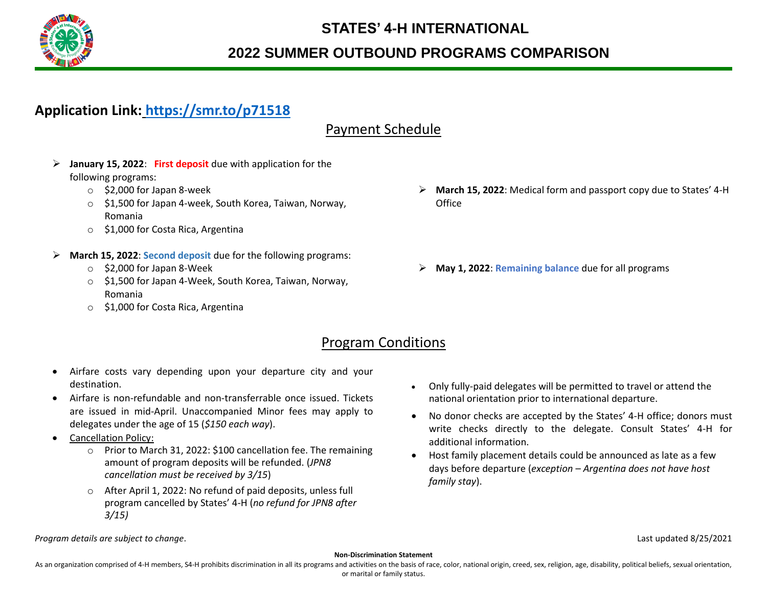# STATES' 4-H INTERNATIONAL

## 2022 SUMMER OUTBOUND PROGRAMS COMPARISON

**Application Link: https://smr.to/p71518**

## Payment Schedule

- **January 15, 2022**: **First deposit** due with application for the following programs:
  - $2,000 for Japan 8-week
  - $1,500 for Japan 4-week, South Korea, Taiwan, Norway, Romania
  - $1,000 for Costa Rica, Argentina
- **March 15, 2022**: **Second deposit** due for the following programs:
  - $2,000 for Japan 8-Week
  - $1,500 for Japan 4-Week, South Korea, Taiwan, Norway, Romania
  - $1,000 for Costa Rica, Argentina
- **March 15, 2022**: Medical form and passport copy due to States' 4-H Office
- **May 1, 2022**: **Remaining balance** due for all programs

## Program Conditions

- Airfare costs vary depending upon your departure city and your destination.
- Airfare is non-refundable and non-transferrable once issued. Tickets are issued in mid-April. Unaccompanied Minor fees may apply to delegates under the age of 15 (*$150 each way*).
- Cancellation Policy:
  - Prior to March 31, 2022: $100 cancellation fee. The remaining amount of program deposits will be refunded. (*JPN8 cancellation must be received by 3/15*)
  - After April 1, 2022: No refund of paid deposits, unless full program cancelled by States' 4-H (*no refund for JPN8 after 3/15)*
- Only fully-paid delegates will be permitted to travel or attend the national orientation prior to international departure.
- No donor checks are accepted by the States' 4-H office; donors must write checks directly to the delegate. Consult States' 4-H for additional information.
- Host family placement details could be announced as late as a few days before departure (*exception – Argentina does not have host family stay*).

*Program details are subject to change*.

Last updated 8/25/2021

**Non-Discrimination Statement**

As an organization comprised of 4-H members, S4-H prohibits discrimination in all its programs and activities on the basis of race, color, national origin, creed, sex, religion, age, disability, political beliefs, sexual orientation, or marital or family status.